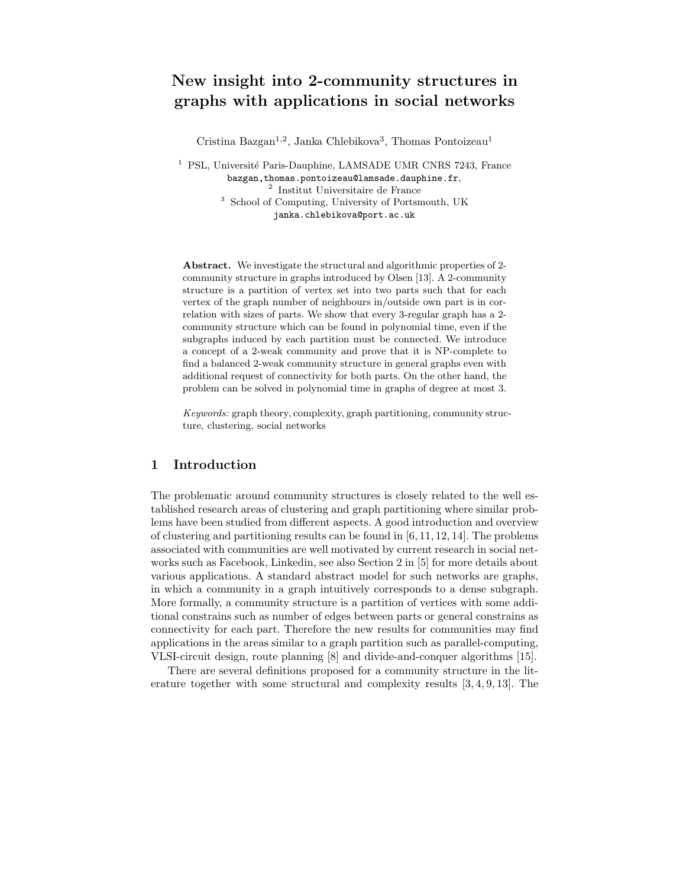# New insight into 2-community structures in graphs with applications in social networks

Cristina Bazgan[1,2], Janka Chlebikova[3], Thomas Pontoizeau[1]

[1] PSL, Université Paris-Dauphine, LAMSADE UMR CNRS 7243, France
bazgan,thomas.pontoizeau@lamsade.dauphine.fr,
[2] Institut Universitaire de France
[3] School of Computing, University of Portsmouth, UK
janka.chlebikova@port.ac.uk

**Abstract.** We investigate the structural and algorithmic properties of 2-community structure in graphs introduced by Olsen [13]. A 2-community structure is a partition of vertex set into two parts such that for each vertex of the graph number of neighbours in/outside own part is in correlation with sizes of parts. We show that every 3-regular graph has a 2-community structure which can be found in polynomial time, even if the subgraphs induced by each partition must be connected. We introduce a concept of a 2-weak community and prove that it is NP-complete to find a balanced 2-weak community structure in general graphs even with additional request of connectivity for both parts. On the other hand, the problem can be solved in polynomial time in graphs of degree at most 3.

*Keywords:* graph theory, complexity, graph partitioning, community structure, clustering, social networks

## 1 Introduction

The problematic around community structures is closely related to the well established research areas of clustering and graph partitioning where similar problems have been studied from different aspects. A good introduction and overview of clustering and partitioning results can be found in [6, 11, 12, 14]. The problems associated with communities are well motivated by current research in social networks such as Facebook, Linkedin, see also Section 2 in [5] for more details about various applications. A standard abstract model for such networks are graphs, in which a community in a graph intuitively corresponds to a dense subgraph. More formally, a community structure is a partition of vertices with some additional constrains such as number of edges between parts or general constrains as connectivity for each part. Therefore the new results for communities may find applications in the areas similar to a graph partition such as parallel-computing, VLSI-circuit design, route planning [8] and divide-and-conquer algorithms [15].

There are several definitions proposed for a community structure in the literature together with some structural and complexity results [3, 4, 9, 13]. The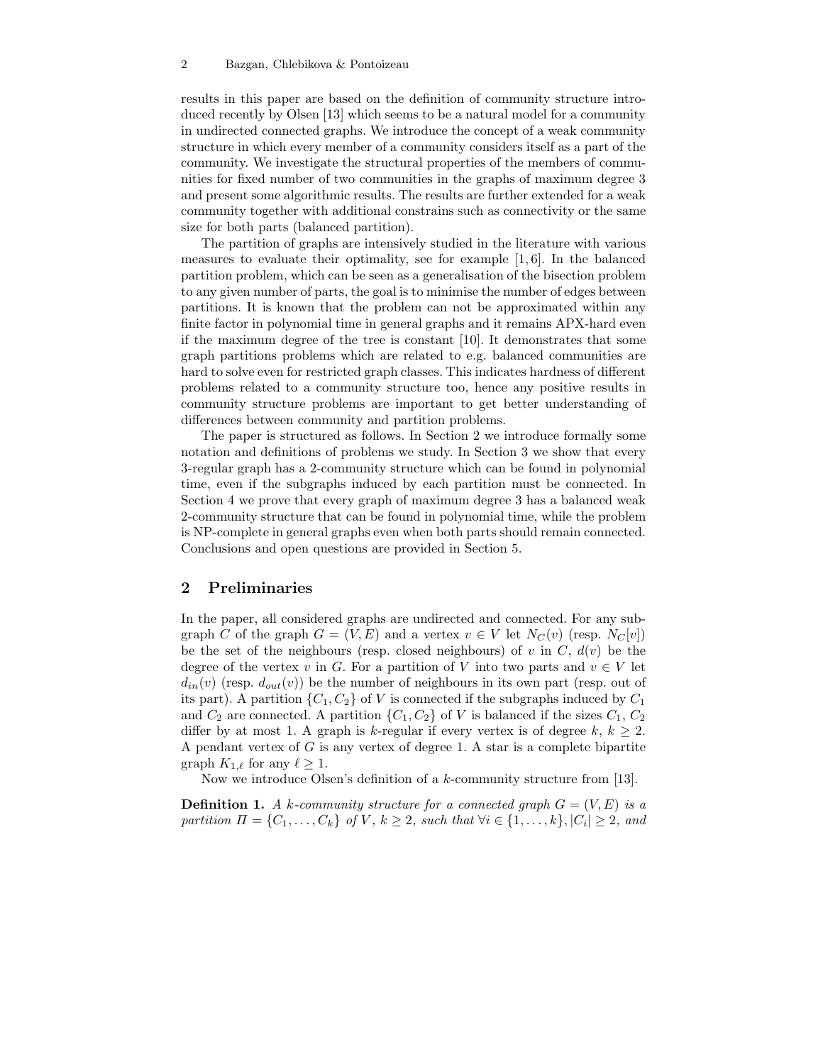results in this paper are based on the definition of community structure introduced recently by Olsen [13] which seems to be a natural model for a community in undirected connected graphs. We introduce the concept of a weak community structure in which every member of a community considers itself as a part of the community. We investigate the structural properties of the members of communities for fixed number of two communities in the graphs of maximum degree 3 and present some algorithmic results. The results are further extended for a weak community together with additional constrains such as connectivity or the same size for both parts (balanced partition).

The partition of graphs are intensively studied in the literature with various measures to evaluate their optimality, see for example [1, 6]. In the balanced partition problem, which can be seen as a generalisation of the bisection problem to any given number of parts, the goal is to minimise the number of edges between partitions. It is known that the problem can not be approximated within any finite factor in polynomial time in general graphs and it remains APX-hard even if the maximum degree of the tree is constant [10]. It demonstrates that some graph partitions problems which are related to e.g. balanced communities are hard to solve even for restricted graph classes. This indicates hardness of different problems related to a community structure too, hence any positive results in community structure problems are important to get better understanding of differences between community and partition problems.

The paper is structured as follows. In Section 2 we introduce formally some notation and definitions of problems we study. In Section 3 we show that every 3-regular graph has a 2-community structure which can be found in polynomial time, even if the subgraphs induced by each partition must be connected. In Section 4 we prove that every graph of maximum degree 3 has a balanced weak 2-community structure that can be found in polynomial time, while the problem is NP-complete in general graphs even when both parts should remain connected. Conclusions and open questions are provided in Section 5.

## 2 Preliminaries

In the paper, all considered graphs are undirected and connected. For any subgraph $C$ of the graph $G = (V, E)$ and a vertex $v \in V$ let $N_C(v)$ (resp. $N_C[v]$) be the set of the neighbours (resp. closed neighbours) of $v$ in $C$, $d(v)$ be the degree of the vertex $v$ in $G$. For a partition of $V$ into two parts and $v \in V$ let $d_{in}(v)$ (resp. $d_{out}(v)$) be the number of neighbours in its own part (resp. out of its part). A partition $\{C_1, C_2\}$ of $V$ is connected if the subgraphs induced by $C_1$ and $C_2$ are connected. A partition $\{C_1, C_2\}$ of $V$ is balanced if the sizes $C_1$, $C_2$ differ by at most 1. A graph is $k$-regular if every vertex is of degree $k$, $k \geq 2$. A pendant vertex of $G$ is any vertex of degree 1. A star is a complete bipartite graph $K_{1,\ell}$ for any $\ell \geq 1$.

Now we introduce Olsen's definition of a $k$-community structure from [13].

**Definition 1.** *A $k$-community structure for a connected graph $G = (V, E)$ is a partition $\Pi = \{C_1, \ldots, C_k\}$ of $V$, $k \geq 2$, such that $\forall i \in \{1, \ldots, k\}, |C_i| \geq 2$, and*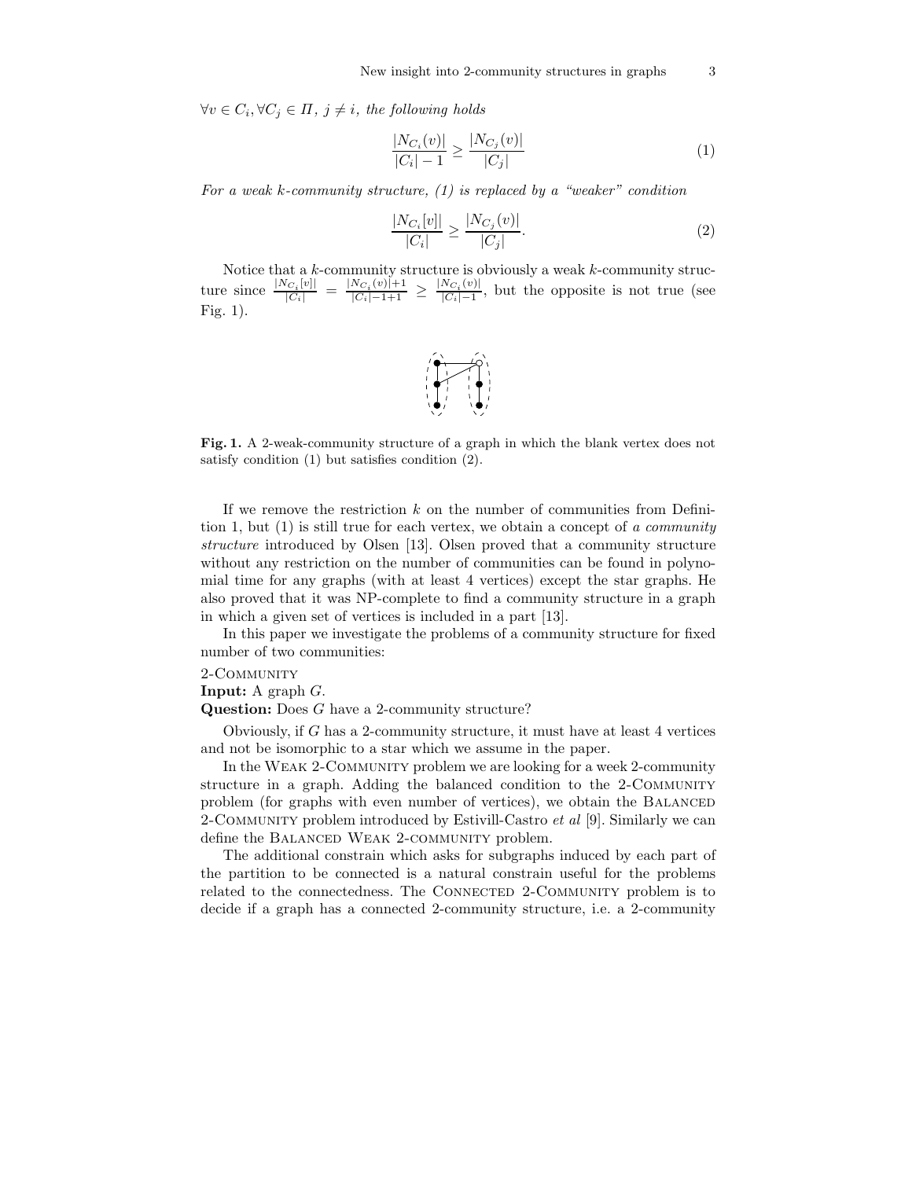$\forall v \in C_i, \forall C_j \in \Pi,\ j \neq i$, *the following holds*

$$\frac{|N_{C_i}(v)|}{|C_i| - 1} \geq \frac{|N_{C_j}(v)|}{|C_j|} \tag{1}$$

*For a weak k-community structure, (1) is replaced by a "weaker" condition*

$$\frac{|N_{C_i}[v]|}{|C_i|} \geq \frac{|N_{C_j}(v)|}{|C_j|}. \tag{2}$$

Notice that a $k$-community structure is obviously a weak $k$-community structure since $\frac{|N_{C_i}[v]|}{|C_i|} = \frac{|N_{C_i}(v)|+1}{|C_i|-1+1} \geq \frac{|N_{C_i}(v)|}{|C_i|-1}$, but the opposite is not true (see Fig. 1).

**Fig. 1.** A 2-weak-community structure of a graph in which the blank vertex does not satisfy condition (1) but satisfies condition (2).

If we remove the restriction $k$ on the number of communities from Definition 1, but (1) is still true for each vertex, we obtain a concept of *a community structure* introduced by Olsen [13]. Olsen proved that a community structure without any restriction on the number of communities can be found in polynomial time for any graphs (with at least 4 vertices) except the star graphs. He also proved that it was NP-complete to find a community structure in a graph in which a given set of vertices is included in a part [13].

In this paper we investigate the problems of a community structure for fixed number of two communities:

2-Community
**Input:** A graph $G$.
**Question:** Does $G$ have a 2-community structure?

Obviously, if $G$ has a 2-community structure, it must have at least 4 vertices and not be isomorphic to a star which we assume in the paper.

In the Weak 2-Community problem we are looking for a week 2-community structure in a graph. Adding the balanced condition to the 2-Community problem (for graphs with even number of vertices), we obtain the Balanced 2-Community problem introduced by Estivill-Castro *et al* [9]. Similarly we can define the Balanced Weak 2-community problem.

The additional constrain which asks for subgraphs induced by each part of the partition to be connected is a natural constrain useful for the problems related to the connectedness. The Connected 2-Community problem is to decide if a graph has a connected 2-community structure, i.e. a 2-community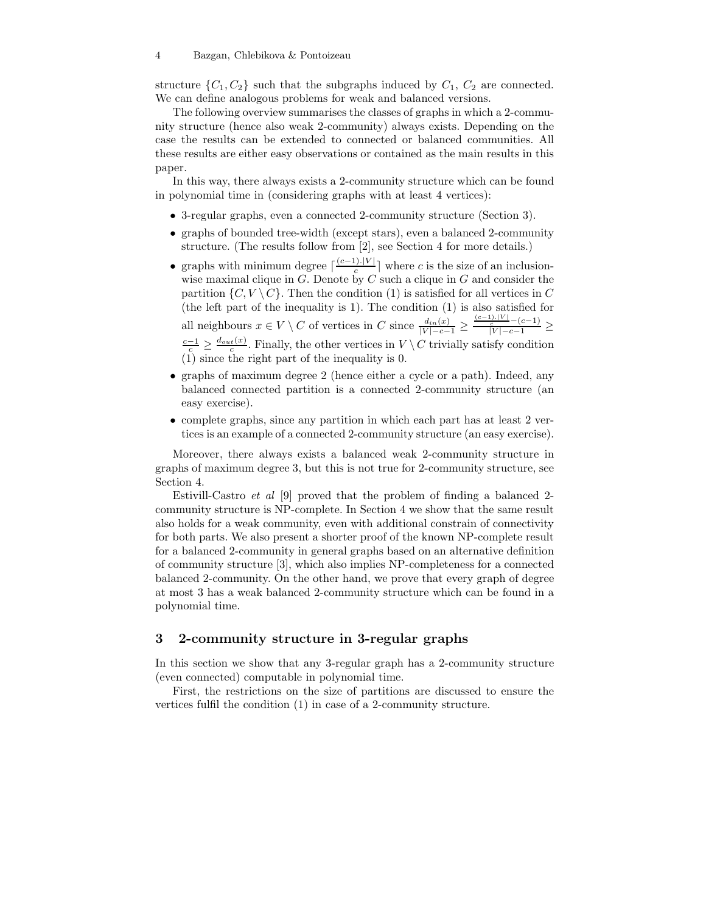structure $\{C_1, C_2\}$ such that the subgraphs induced by $C_1$, $C_2$ are connected. We can define analogous problems for weak and balanced versions.

The following overview summarises the classes of graphs in which a 2-community structure (hence also weak 2-community) always exists. Depending on the case the results can be extended to connected or balanced communities. All these results are either easy observations or contained as the main results in this paper.

In this way, there always exists a 2-community structure which can be found in polynomial time in (considering graphs with at least 4 vertices):

- 3-regular graphs, even a connected 2-community structure (Section 3).
- graphs of bounded tree-width (except stars), even a balanced 2-community structure. (The results follow from [2], see Section 4 for more details.)
- graphs with minimum degree $\lceil \frac{(c-1).|V|}{c} \rceil$ where $c$ is the size of an inclusion-wise maximal clique in $G$. Denote by $C$ such a clique in $G$ and consider the partition $\{C, V \setminus C\}$. Then the condition (1) is satisfied for all vertices in $C$ (the left part of the inequality is 1). The condition (1) is also satisfied for all neighbours $x \in V \setminus C$ of vertices in $C$ since $\frac{d_{in}(x)}{|V|-c-1} \geq \frac{\frac{(c-1).|V|}{c}-(c-1)}{|V|-c-1} \geq \frac{c-1}{c} \geq \frac{d_{out}(x)}{c}$. Finally, the other vertices in $V \setminus C$ trivially satisfy condition (1) since the right part of the inequality is 0.
- graphs of maximum degree 2 (hence either a cycle or a path). Indeed, any balanced connected partition is a connected 2-community structure (an easy exercise).
- complete graphs, since any partition in which each part has at least 2 vertices is an example of a connected 2-community structure (an easy exercise).

Moreover, there always exists a balanced weak 2-community structure in graphs of maximum degree 3, but this is not true for 2-community structure, see Section 4.

Estivill-Castro *et al* [9] proved that the problem of finding a balanced 2-community structure is NP-complete. In Section 4 we show that the same result also holds for a weak community, even with additional constrain of connectivity for both parts. We also present a shorter proof of the known NP-complete result for a balanced 2-community in general graphs based on an alternative definition of community structure [3], which also implies NP-completeness for a connected balanced 2-community. On the other hand, we prove that every graph of degree at most 3 has a weak balanced 2-community structure which can be found in a polynomial time.

## 3 2-community structure in 3-regular graphs

In this section we show that any 3-regular graph has a 2-community structure (even connected) computable in polynomial time.

First, the restrictions on the size of partitions are discussed to ensure the vertices fulfil the condition (1) in case of a 2-community structure.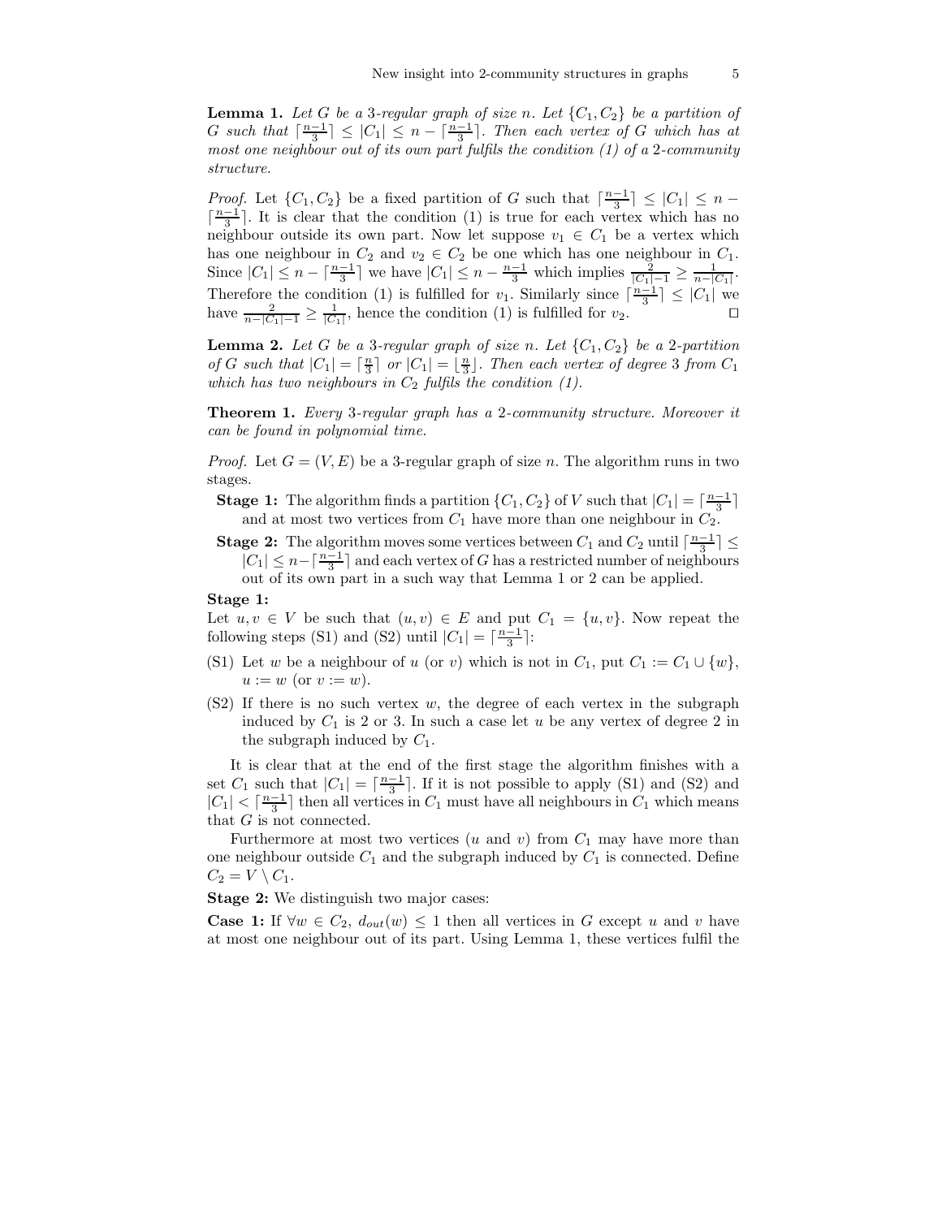**Lemma 1.** *Let $G$ be a 3-regular graph of size $n$. Let $\{C_1, C_2\}$ be a partition of $G$ such that $\lceil\frac{n-1}{3}\rceil \leq |C_1| \leq n - \lceil\frac{n-1}{3}\rceil$. Then each vertex of $G$ which has at most one neighbour out of its own part fulfils the condition (1) of a 2-community structure.*

*Proof.* Let $\{C_1, C_2\}$ be a fixed partition of $G$ such that $\lceil\frac{n-1}{3}\rceil \leq |C_1| \leq n - \lceil\frac{n-1}{3}\rceil$. It is clear that the condition (1) is true for each vertex which has no neighbour outside its own part. Now let suppose $v_1 \in C_1$ be a vertex which has one neighbour in $C_2$ and $v_2 \in C_2$ be one which has one neighbour in $C_1$. Since $|C_1| \leq n - \lceil\frac{n-1}{3}\rceil$ we have $|C_1| \leq n - \frac{n-1}{3}$ which implies $\frac{2}{|C_1|-1} \geq \frac{1}{n-|C_1|}$. Therefore the condition (1) is fulfilled for $v_1$. Similarly since $\lceil\frac{n-1}{3}\rceil \leq |C_1|$ we have $\frac{2}{n-|C_1|-1} \geq \frac{1}{|C_1|}$, hence the condition (1) is fulfilled for $v_2$. □

**Lemma 2.** *Let $G$ be a 3-regular graph of size $n$. Let $\{C_1, C_2\}$ be a 2-partition of $G$ such that $|C_1| = \lceil\frac{n}{3}\rceil$ or $|C_1| = \lfloor\frac{n}{3}\rfloor$. Then each vertex of degree 3 from $C_1$ which has two neighbours in $C_2$ fulfils the condition (1).*

**Theorem 1.** *Every 3-regular graph has a 2-community structure. Moreover it can be found in polynomial time.*

*Proof.* Let $G = (V, E)$ be a 3-regular graph of size $n$. The algorithm runs in two stages.

- **Stage 1:** The algorithm finds a partition $\{C_1, C_2\}$ of $V$ such that $|C_1| = \lceil\frac{n-1}{3}\rceil$ and at most two vertices from $C_1$ have more than one neighbour in $C_2$.
- **Stage 2:** The algorithm moves some vertices between $C_1$ and $C_2$ until $\lceil\frac{n-1}{3}\rceil \leq |C_1| \leq n - \lceil\frac{n-1}{3}\rceil$ and each vertex of $G$ has a restricted number of neighbours out of its own part in a such way that Lemma 1 or 2 can be applied.

**Stage 1:**
Let $u, v \in V$ be such that $(u, v) \in E$ and put $C_1 = \{u, v\}$. Now repeat the following steps (S1) and (S2) until $|C_1| = \lceil\frac{n-1}{3}\rceil$:

- (S1) Let $w$ be a neighbour of $u$ (or $v$) which is not in $C_1$, put $C_1 := C_1 \cup \{w\}$, $u := w$ (or $v := w$).
- (S2) If there is no such vertex $w$, the degree of each vertex in the subgraph induced by $C_1$ is 2 or 3. In such a case let $u$ be any vertex of degree 2 in the subgraph induced by $C_1$.

It is clear that at the end of the first stage the algorithm finishes with a set $C_1$ such that $|C_1| = \lceil\frac{n-1}{3}\rceil$. If it is not possible to apply (S1) and (S2) and $|C_1| < \lceil\frac{n-1}{3}\rceil$ then all vertices in $C_1$ must have all neighbours in $C_1$ which means that $G$ is not connected.

Furthermore at most two vertices ($u$ and $v$) from $C_1$ may have more than one neighbour outside $C_1$ and the subgraph induced by $C_1$ is connected. Define $C_2 = V \setminus C_1$.

**Stage 2:** We distinguish two major cases:

**Case 1:** If $\forall w \in C_2$, $d_{out}(w) \leq 1$ then all vertices in $G$ except $u$ and $v$ have at most one neighbour out of its part. Using Lemma 1, these vertices fulfil the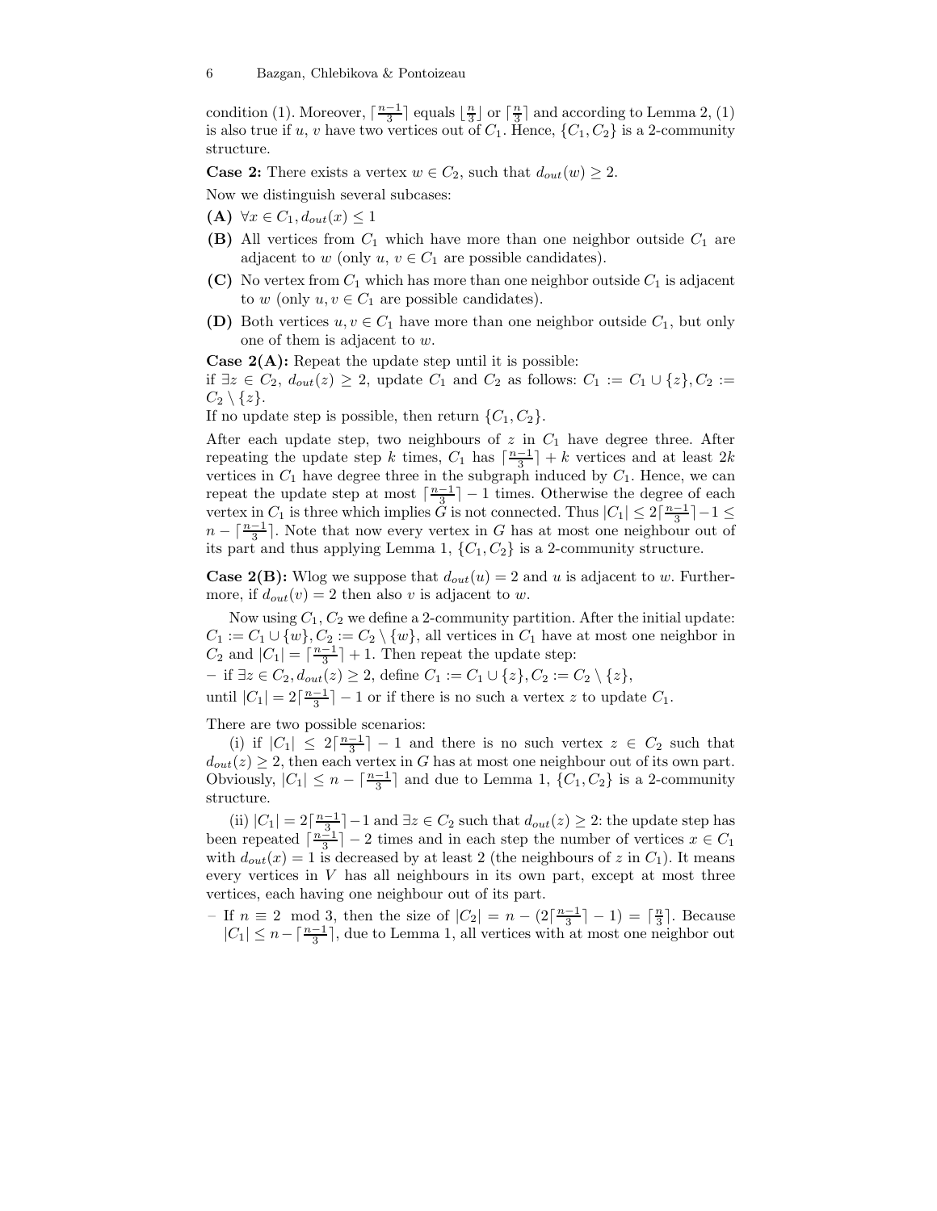condition (1). Moreover, $\lceil \frac{n-1}{3} \rceil$ equals $\lfloor \frac{n}{3} \rfloor$ or $\lceil \frac{n}{3} \rceil$ and according to Lemma 2, (1) is also true if $u$, $v$ have two vertices out of $C_1$. Hence, $\{C_1, C_2\}$ is a 2-community structure.

**Case 2:** There exists a vertex $w \in C_2$, such that $d_{out}(w) \geq 2$.

Now we distinguish several subcases:

**(A)** $\forall x \in C_1, d_{out}(x) \leq 1$

**(B)** All vertices from $C_1$ which have more than one neighbor outside $C_1$ are adjacent to $w$ (only $u$, $v \in C_1$ are possible candidates).

**(C)** No vertex from $C_1$ which has more than one neighbor outside $C_1$ is adjacent to $w$ (only $u, v \in C_1$ are possible candidates).

**(D)** Both vertices $u, v \in C_1$ have more than one neighbor outside $C_1$, but only one of them is adjacent to $w$.

**Case 2(A):** Repeat the update step until it is possible:
if $\exists z \in C_2$, $d_{out}(z) \geq 2$, update $C_1$ and $C_2$ as follows: $C_1 := C_1 \cup \{z\}, C_2 := C_2 \setminus \{z\}$.
If no update step is possible, then return $\{C_1, C_2\}$.

After each update step, two neighbours of $z$ in $C_1$ have degree three. After repeating the update step $k$ times, $C_1$ has $\lceil \frac{n-1}{3} \rceil + k$ vertices and at least $2k$ vertices in $C_1$ have degree three in the subgraph induced by $C_1$. Hence, we can repeat the update step at most $\lceil \frac{n-1}{3} \rceil - 1$ times. Otherwise the degree of each vertex in $C_1$ is three which implies $G$ is not connected. Thus $|C_1| \leq 2\lceil \frac{n-1}{3} \rceil - 1 \leq n - \lceil \frac{n-1}{3} \rceil$. Note that now every vertex in $G$ has at most one neighbour out of its part and thus applying Lemma 1, $\{C_1, C_2\}$ is a 2-community structure.

**Case 2(B):** Wlog we suppose that $d_{out}(u) = 2$ and $u$ is adjacent to $w$. Furthermore, if $d_{out}(v) = 2$ then also $v$ is adjacent to $w$.

Now using $C_1, C_2$ we define a 2-community partition. After the initial update: $C_1 := C_1 \cup \{w\}, C_2 := C_2 \setminus \{w\}$, all vertices in $C_1$ have at most one neighbor in $C_2$ and $|C_1| = \lceil \frac{n-1}{3} \rceil + 1$. Then repeat the update step:
– if $\exists z \in C_2, d_{out}(z) \geq 2$, define $C_1 := C_1 \cup \{z\}, C_2 := C_2 \setminus \{z\}$,
until $|C_1| = 2\lceil \frac{n-1}{3} \rceil - 1$ or if there is no such a vertex $z$ to update $C_1$.

There are two possible scenarios:

(i) if $|C_1| \leq 2\lceil \frac{n-1}{3} \rceil - 1$ and there is no such vertex $z \in C_2$ such that $d_{out}(z) \geq 2$, then each vertex in $G$ has at most one neighbour out of its own part. Obviously, $|C_1| \leq n - \lceil \frac{n-1}{3} \rceil$ and due to Lemma 1, $\{C_1, C_2\}$ is a 2-community structure.

(ii) $|C_1| = 2\lceil \frac{n-1}{3} \rceil - 1$ and $\exists z \in C_2$ such that $d_{out}(z) \geq 2$: the update step has been repeated $\lceil \frac{n-1}{3} \rceil - 2$ times and in each step the number of vertices $x \in C_1$ with $d_{out}(x) = 1$ is decreased by at least 2 (the neighbours of $z$ in $C_1$). It means every vertices in $V$ has all neighbours in its own part, except at most three vertices, each having one neighbour out of its part.

– If $n \equiv 2 \mod 3$, then the size of $|C_2| = n - (2\lceil \frac{n-1}{3} \rceil - 1) = \lceil \frac{n}{3} \rceil$. Because $|C_1| \leq n - \lceil \frac{n-1}{3} \rceil$, due to Lemma 1, all vertices with at most one neighbor out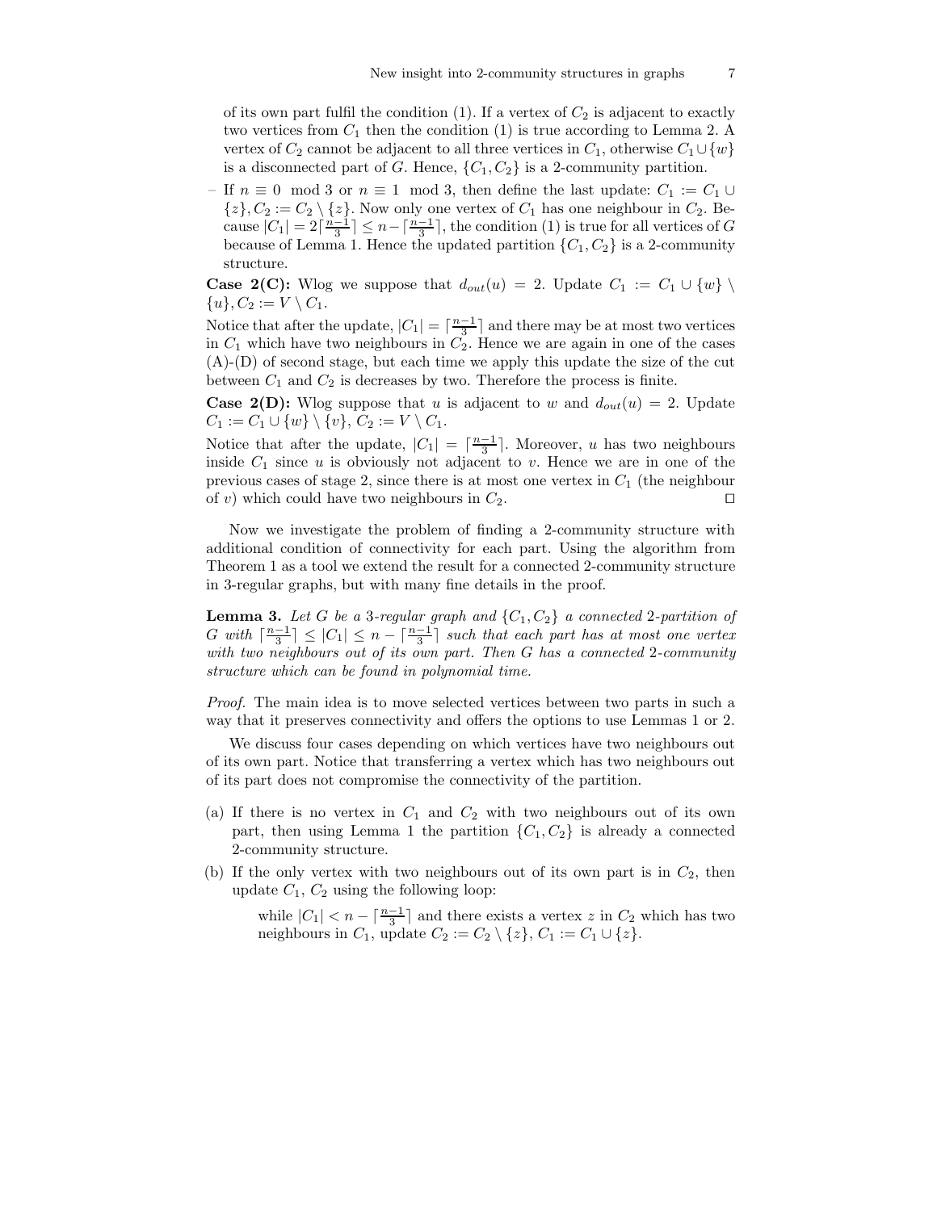of its own part fulfil the condition (1). If a vertex of $C_2$ is adjacent to exactly two vertices from $C_1$ then the condition (1) is true according to Lemma 2. A vertex of $C_2$ cannot be adjacent to all three vertices in $C_1$, otherwise $C_1 \cup \{w\}$ is a disconnected part of $G$. Hence, $\{C_1, C_2\}$ is a 2-community partition.

– If $n \equiv 0 \mod 3$ or $n \equiv 1 \mod 3$, then define the last update: $C_1 := C_1 \cup \{z\}, C_2 := C_2 \setminus \{z\}$. Now only one vertex of $C_1$ has one neighbour in $C_2$. Because $|C_1| = 2\lceil \frac{n-1}{3} \rceil \leq n - \lceil \frac{n-1}{3} \rceil$, the condition (1) is true for all vertices of $G$ because of Lemma 1. Hence the updated partition $\{C_1, C_2\}$ is a 2-community structure.

**Case 2(C):** Wlog we suppose that $d_{out}(u) = 2$. Update $C_1 := C_1 \cup \{w\} \setminus \{u\}, C_2 := V \setminus C_1$.

Notice that after the update, $|C_1| = \lceil \frac{n-1}{3} \rceil$ and there may be at most two vertices in $C_1$ which have two neighbours in $C_2$. Hence we are again in one of the cases (A)-(D) of second stage, but each time we apply this update the size of the cut between $C_1$ and $C_2$ is decreases by two. Therefore the process is finite.

**Case 2(D):** Wlog suppose that $u$ is adjacent to $w$ and $d_{out}(u) = 2$. Update $C_1 := C_1 \cup \{w\} \setminus \{v\}$, $C_2 := V \setminus C_1$.

Notice that after the update, $|C_1| = \lceil \frac{n-1}{3} \rceil$. Moreover, $u$ has two neighbours inside $C_1$ since $u$ is obviously not adjacent to $v$. Hence we are in one of the previous cases of stage 2, since there is at most one vertex in $C_1$ (the neighbour of $v$) which could have two neighbours in $C_2$. □

Now we investigate the problem of finding a 2-community structure with additional condition of connectivity for each part. Using the algorithm from Theorem 1 as a tool we extend the result for a connected 2-community structure in 3-regular graphs, but with many fine details in the proof.

**Lemma 3.** *Let $G$ be a 3-regular graph and $\{C_1, C_2\}$ a connected 2-partition of $G$ with $\lceil \frac{n-1}{3} \rceil \leq |C_1| \leq n - \lceil \frac{n-1}{3} \rceil$ such that each part has at most one vertex with two neighbours out of its own part. Then $G$ has a connected 2-community structure which can be found in polynomial time.*

*Proof.* The main idea is to move selected vertices between two parts in such a way that it preserves connectivity and offers the options to use Lemmas 1 or 2.

We discuss four cases depending on which vertices have two neighbours out of its own part. Notice that transferring a vertex which has two neighbours out of its part does not compromise the connectivity of the partition.

(a) If there is no vertex in $C_1$ and $C_2$ with two neighbours out of its own part, then using Lemma 1 the partition $\{C_1, C_2\}$ is already a connected 2-community structure.

(b) If the only vertex with two neighbours out of its own part is in $C_2$, then update $C_1$, $C_2$ using the following loop:

   while $|C_1| < n - \lceil \frac{n-1}{3} \rceil$ and there exists a vertex $z$ in $C_2$ which has two neighbours in $C_1$, update $C_2 := C_2 \setminus \{z\}$, $C_1 := C_1 \cup \{z\}$.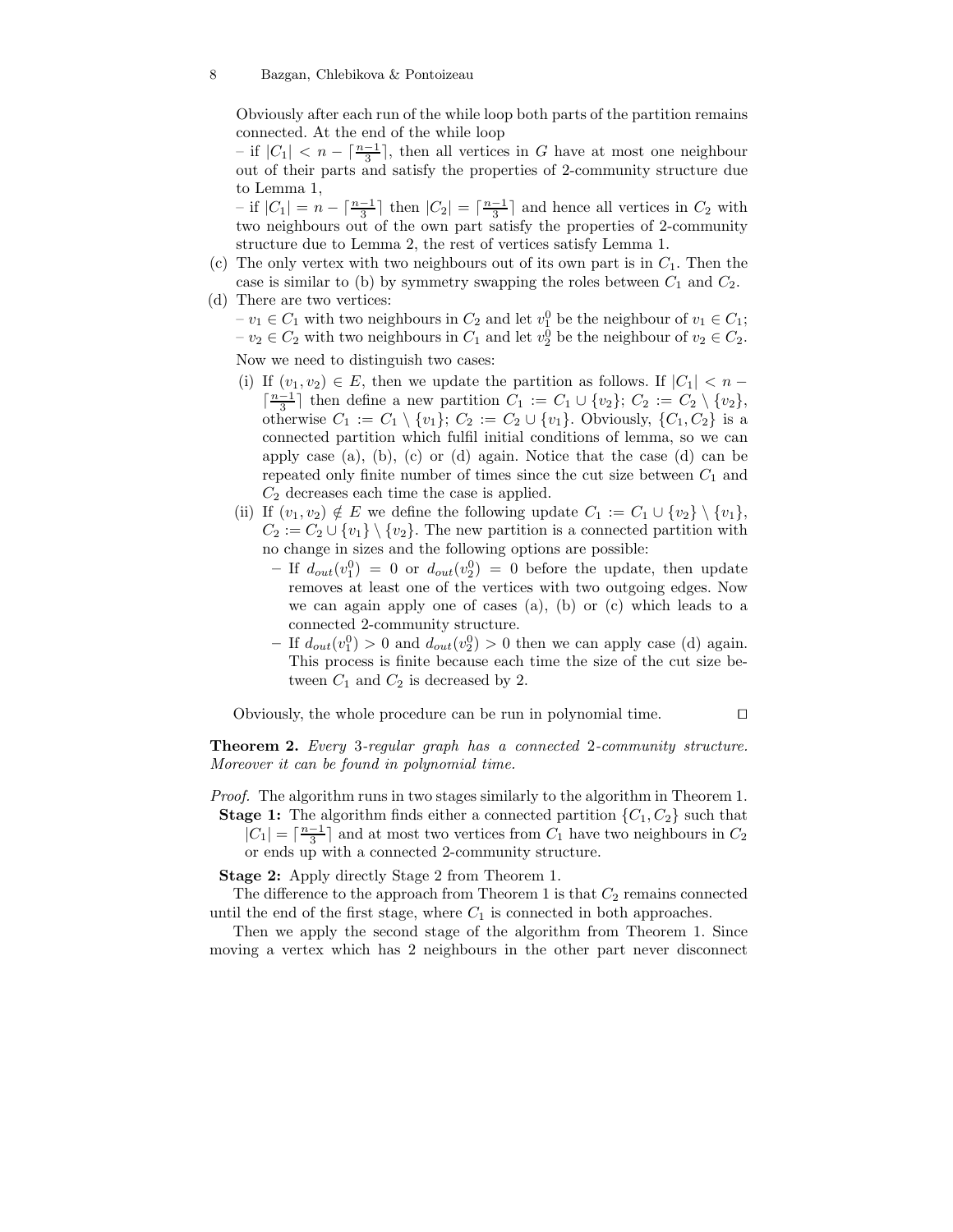Obviously after each run of the while loop both parts of the partition remains connected. At the end of the while loop

– if $|C_1| < n - \lceil\frac{n-1}{3}\rceil$, then all vertices in $G$ have at most one neighbour out of their parts and satisfy the properties of 2-community structure due to Lemma 1,

– if $|C_1| = n - \lceil\frac{n-1}{3}\rceil$ then $|C_2| = \lceil\frac{n-1}{3}\rceil$ and hence all vertices in $C_2$ with two neighbours out of the own part satisfy the properties of 2-community structure due to Lemma 2, the rest of vertices satisfy Lemma 1.

(c) The only vertex with two neighbours out of its own part is in $C_1$. Then the case is similar to (b) by symmetry swapping the roles between $C_1$ and $C_2$.

(d) There are two vertices:

– $v_1 \in C_1$ with two neighbours in $C_2$ and let $v_1^0$ be the neighbour of $v_1 \in C_1$;

– $v_2 \in C_2$ with two neighbours in $C_1$ and let $v_2^0$ be the neighbour of $v_2 \in C_2$.

Now we need to distinguish two cases:

(i) If $(v_1, v_2) \in E$, then we update the partition as follows. If $|C_1| < n - \lceil\frac{n-1}{3}\rceil$ then define a new partition $C_1 := C_1 \cup \{v_2\}$; $C_2 := C_2 \setminus \{v_2\}$, otherwise $C_1 := C_1 \setminus \{v_1\}$; $C_2 := C_2 \cup \{v_1\}$. Obviously, $\{C_1, C_2\}$ is a connected partition which fulfil initial conditions of lemma, so we can apply case (a), (b), (c) or (d) again. Notice that the case (d) can be repeated only finite number of times since the cut size between $C_1$ and $C_2$ decreases each time the case is applied.

(ii) If $(v_1, v_2) \notin E$ we define the following update $C_1 := C_1 \cup \{v_2\} \setminus \{v_1\}$, $C_2 := C_2 \cup \{v_1\} \setminus \{v_2\}$. The new partition is a connected partition with no change in sizes and the following options are possible:

- If $d_{out}(v_1^0) = 0$ or $d_{out}(v_2^0) = 0$ before the update, then update removes at least one of the vertices with two outgoing edges. Now we can again apply one of cases (a), (b) or (c) which leads to a connected 2-community structure.
- If $d_{out}(v_1^0) > 0$ and $d_{out}(v_2^0) > 0$ then we can apply case (d) again. This process is finite because each time the size of the cut size between $C_1$ and $C_2$ is decreased by 2.

Obviously, the whole procedure can be run in polynomial time. □

**Theorem 2.** *Every 3-regular graph has a connected 2-community structure. Moreover it can be found in polynomial time.*

*Proof.* The algorithm runs in two stages similarly to the algorithm in Theorem 1.

**Stage 1:** The algorithm finds either a connected partition $\{C_1, C_2\}$ such that $|C_1| = \lceil\frac{n-1}{3}\rceil$ and at most two vertices from $C_1$ have two neighbours in $C_2$ or ends up with a connected 2-community structure.

**Stage 2:** Apply directly Stage 2 from Theorem 1.

The difference to the approach from Theorem 1 is that $C_2$ remains connected until the end of the first stage, where $C_1$ is connected in both approaches.

Then we apply the second stage of the algorithm from Theorem 1. Since moving a vertex which has 2 neighbours in the other part never disconnect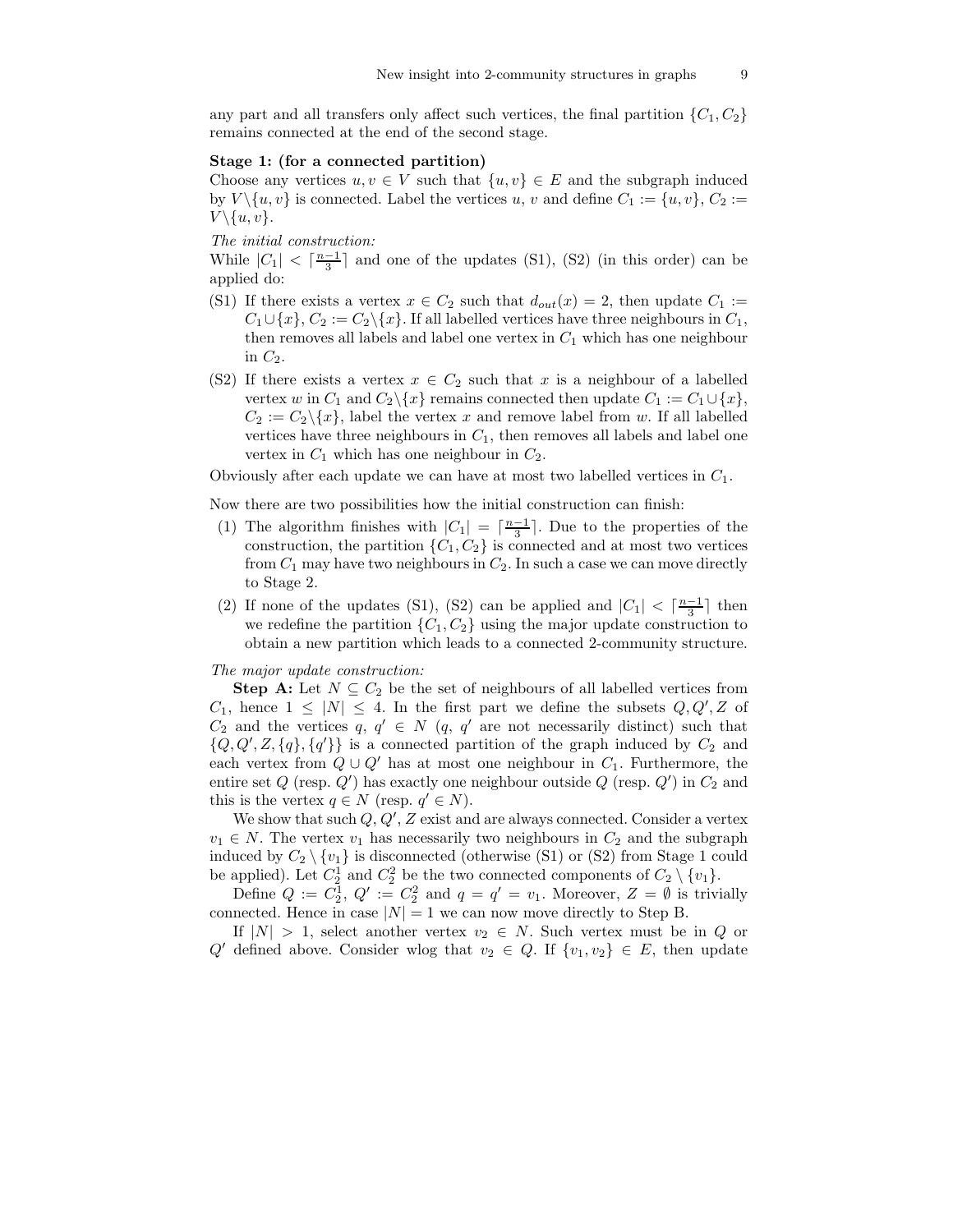any part and all transfers only affect such vertices, the final partition $\{C_1, C_2\}$ remains connected at the end of the second stage.

**Stage 1: (for a connected partition)**

Choose any vertices $u, v \in V$ such that $\{u, v\} \in E$ and the subgraph induced by $V \backslash \{u, v\}$ is connected. Label the vertices $u$, $v$ and define $C_1 := \{u, v\}$, $C_2 := V \backslash \{u, v\}$.

*The initial construction:*

While $|C_1| < \lceil \frac{n-1}{3} \rceil$ and one of the updates (S1), (S2) (in this order) can be applied do:

- (S1) If there exists a vertex $x \in C_2$ such that $d_{out}(x) = 2$, then update $C_1 := C_1 \cup \{x\}$, $C_2 := C_2 \backslash \{x\}$. If all labelled vertices have three neighbours in $C_1$, then removes all labels and label one vertex in $C_1$ which has one neighbour in $C_2$.
- (S2) If there exists a vertex $x \in C_2$ such that $x$ is a neighbour of a labelled vertex $w$ in $C_1$ and $C_2 \backslash \{x\}$ remains connected then update $C_1 := C_1 \cup \{x\}$, $C_2 := C_2 \backslash \{x\}$, label the vertex $x$ and remove label from $w$. If all labelled vertices have three neighbours in $C_1$, then removes all labels and label one vertex in $C_1$ which has one neighbour in $C_2$.

Obviously after each update we can have at most two labelled vertices in $C_1$.

Now there are two possibilities how the initial construction can finish:

1. The algorithm finishes with $|C_1| = \lceil \frac{n-1}{3} \rceil$. Due to the properties of the construction, the partition $\{C_1, C_2\}$ is connected and at most two vertices from $C_1$ may have two neighbours in $C_2$. In such a case we can move directly to Stage 2.
2. If none of the updates (S1), (S2) can be applied and $|C_1| < \lceil \frac{n-1}{3} \rceil$ then we redefine the partition $\{C_1, C_2\}$ using the major update construction to obtain a new partition which leads to a connected 2-community structure.

*The major update construction:*

**Step A:** Let $N \subseteq C_2$ be the set of neighbours of all labelled vertices from $C_1$, hence $1 \leq |N| \leq 4$. In the first part we define the subsets $Q, Q', Z$ of $C_2$ and the vertices $q$, $q' \in N$ ($q$, $q'$ are not necessarily distinct) such that $\{Q, Q', Z, \{q\}, \{q'\}\}$ is a connected partition of the graph induced by $C_2$ and each vertex from $Q \cup Q'$ has at most one neighbour in $C_1$. Furthermore, the entire set $Q$ (resp. $Q'$) has exactly one neighbour outside $Q$ (resp. $Q'$) in $C_2$ and this is the vertex $q \in N$ (resp. $q' \in N$).

We show that such $Q, Q', Z$ exist and are always connected. Consider a vertex $v_1 \in N$. The vertex $v_1$ has necessarily two neighbours in $C_2$ and the subgraph induced by $C_2 \setminus \{v_1\}$ is disconnected (otherwise (S1) or (S2) from Stage 1 could be applied). Let $C_2^1$ and $C_2^2$ be the two connected components of $C_2 \setminus \{v_1\}$.

Define $Q := C_2^1$, $Q' := C_2^2$ and $q = q' = v_1$. Moreover, $Z = \emptyset$ is trivially connected. Hence in case $|N| = 1$ we can now move directly to Step B.

If $|N| > 1$, select another vertex $v_2 \in N$. Such vertex must be in $Q$ or $Q'$ defined above. Consider wlog that $v_2 \in Q$. If $\{v_1, v_2\} \in E$, then update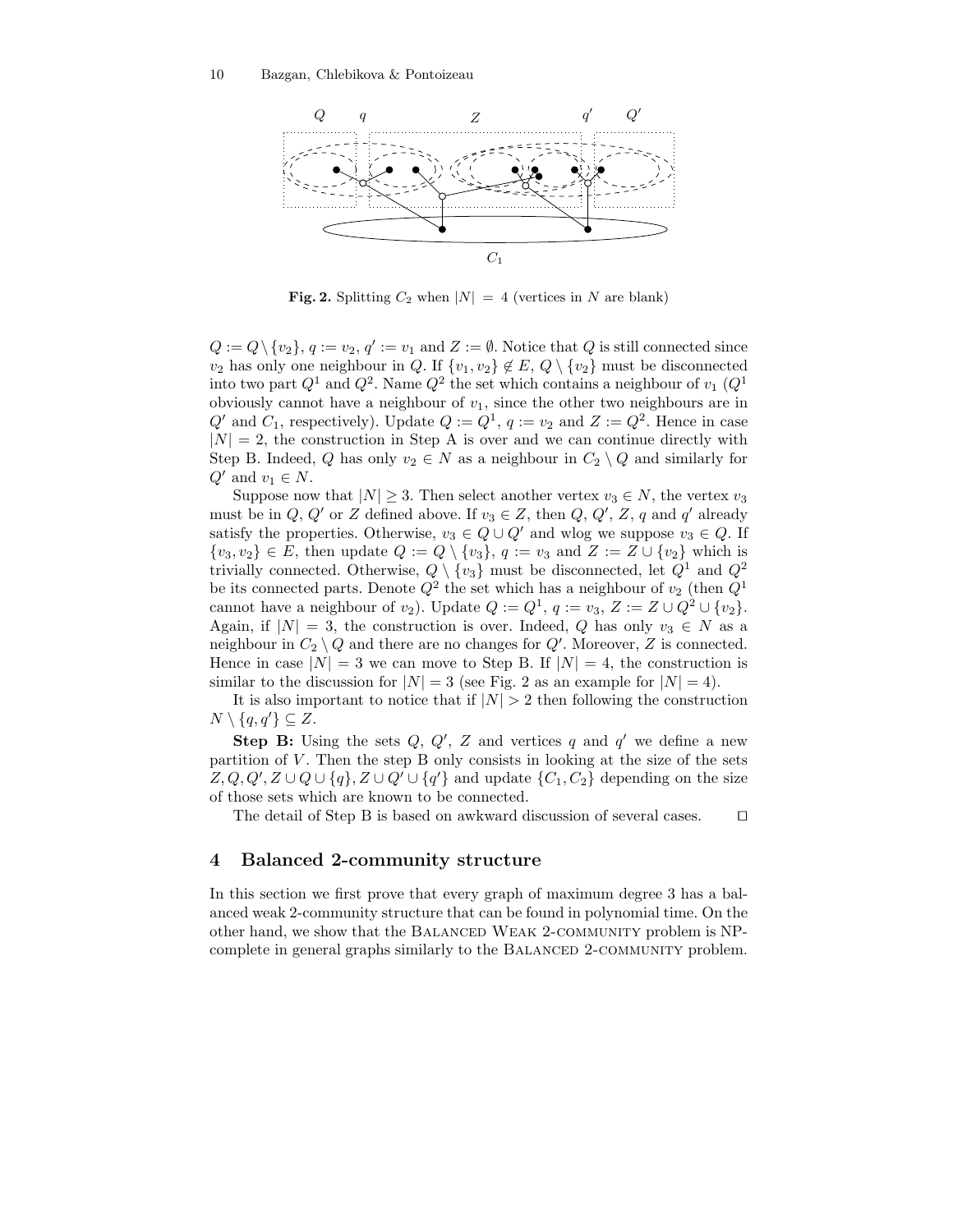**Fig. 2.** Splitting $C_2$ when $|N| = 4$ (vertices in $N$ are blank)

$Q := Q \setminus \{v_2\}$, $q := v_2$, $q' := v_1$ and $Z := \emptyset$. Notice that $Q$ is still connected since $v_2$ has only one neighbour in $Q$. If $\{v_1, v_2\} \notin E$, $Q \setminus \{v_2\}$ must be disconnected into two part $Q^1$ and $Q^2$. Name $Q^2$ the set which contains a neighbour of $v_1$ ($Q^1$ obviously cannot have a neighbour of $v_1$, since the other two neighbours are in $Q'$ and $C_1$, respectively). Update $Q := Q^1$, $q := v_2$ and $Z := Q^2$. Hence in case $|N| = 2$, the construction in Step A is over and we can continue directly with Step B. Indeed, $Q$ has only $v_2 \in N$ as a neighbour in $C_2 \setminus Q$ and similarly for $Q'$ and $v_1 \in N$.

Suppose now that $|N| \geq 3$. Then select another vertex $v_3 \in N$, the vertex $v_3$ must be in $Q$, $Q'$ or $Z$ defined above. If $v_3 \in Z$, then $Q$, $Q'$, $Z$, $q$ and $q'$ already satisfy the properties. Otherwise, $v_3 \in Q \cup Q'$ and wlog we suppose $v_3 \in Q$. If $\{v_3, v_2\} \in E$, then update $Q := Q \setminus \{v_3\}$, $q := v_3$ and $Z := Z \cup \{v_2\}$ which is trivially connected. Otherwise, $Q \setminus \{v_3\}$ must be disconnected, let $Q^1$ and $Q^2$ be its connected parts. Denote $Q^2$ the set which has a neighbour of $v_2$ (then $Q^1$ cannot have a neighbour of $v_2$). Update $Q := Q^1$, $q := v_3$, $Z := Z \cup Q^2 \cup \{v_2\}$. Again, if $|N| = 3$, the construction is over. Indeed, $Q$ has only $v_3 \in N$ as a neighbour in $C_2 \setminus Q$ and there are no changes for $Q'$. Moreover, $Z$ is connected. Hence in case $|N| = 3$ we can move to Step B. If $|N| = 4$, the construction is similar to the discussion for $|N| = 3$ (see Fig. 2 as an example for $|N| = 4$).

It is also important to notice that if $|N| > 2$ then following the construction $N \setminus \{q, q'\} \subseteq Z$.

**Step B:** Using the sets $Q$, $Q'$, $Z$ and vertices $q$ and $q'$ we define a new partition of $V$. Then the step B only consists in looking at the size of the sets $Z, Q, Q', Z \cup Q \cup \{q\}, Z \cup Q' \cup \{q'\}$ and update $\{C_1, C_2\}$ depending on the size of those sets which are known to be connected.

The detail of Step B is based on awkward discussion of several cases. $\square$

## 4 Balanced 2-community structure

In this section we first prove that every graph of maximum degree 3 has a balanced weak 2-community structure that can be found in polynomial time. On the other hand, we show that the Balanced Weak 2-community problem is NP-complete in general graphs similarly to the Balanced 2-community problem.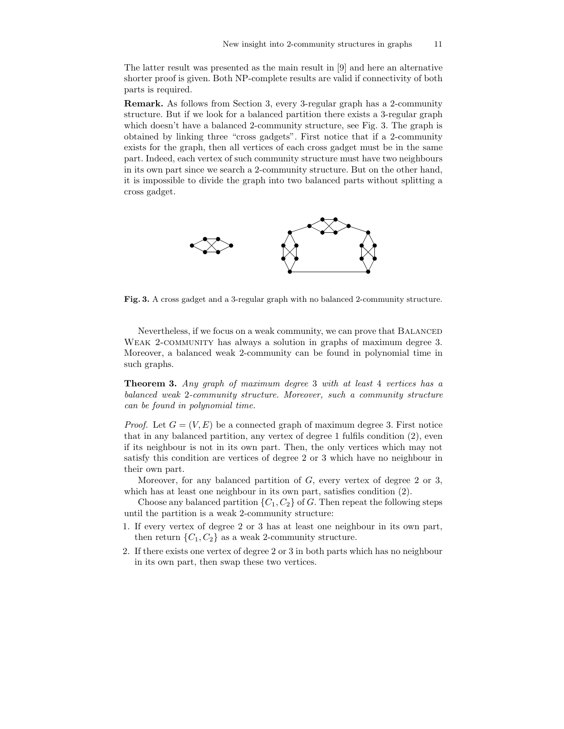The latter result was presented as the main result in [9] and here an alternative shorter proof is given. Both NP-complete results are valid if connectivity of both parts is required.

**Remark.** As follows from Section 3, every 3-regular graph has a 2-community structure. But if we look for a balanced partition there exists a 3-regular graph which doesn't have a balanced 2-community structure, see Fig. 3. The graph is obtained by linking three "cross gadgets". First notice that if a 2-community exists for the graph, then all vertices of each cross gadget must be in the same part. Indeed, each vertex of such community structure must have two neighbours in its own part since we search a 2-community structure. But on the other hand, it is impossible to divide the graph into two balanced parts without splitting a cross gadget.

**Fig. 3.** A cross gadget and a 3-regular graph with no balanced 2-community structure.

Nevertheless, if we focus on a weak community, we can prove that BALANCED WEAK 2-COMMUNITY has always a solution in graphs of maximum degree 3. Moreover, a balanced weak 2-community can be found in polynomial time in such graphs.

**Theorem 3.** *Any graph of maximum degree* 3 *with at least* 4 *vertices has a balanced weak* 2*-community structure. Moreover, such a community structure can be found in polynomial time.*

*Proof.* Let $G = (V, E)$ be a connected graph of maximum degree 3. First notice that in any balanced partition, any vertex of degree 1 fulfils condition (2), even if its neighbour is not in its own part. Then, the only vertices which may not satisfy this condition are vertices of degree 2 or 3 which have no neighbour in their own part.

Moreover, for any balanced partition of $G$, every vertex of degree 2 or 3, which has at least one neighbour in its own part, satisfies condition (2).

Choose any balanced partition $\{C_1, C_2\}$ of $G$. Then repeat the following steps until the partition is a weak 2-community structure:

1. If every vertex of degree 2 or 3 has at least one neighbour in its own part, then return $\{C_1, C_2\}$ as a weak 2-community structure.
2. If there exists one vertex of degree 2 or 3 in both parts which has no neighbour in its own part, then swap these two vertices.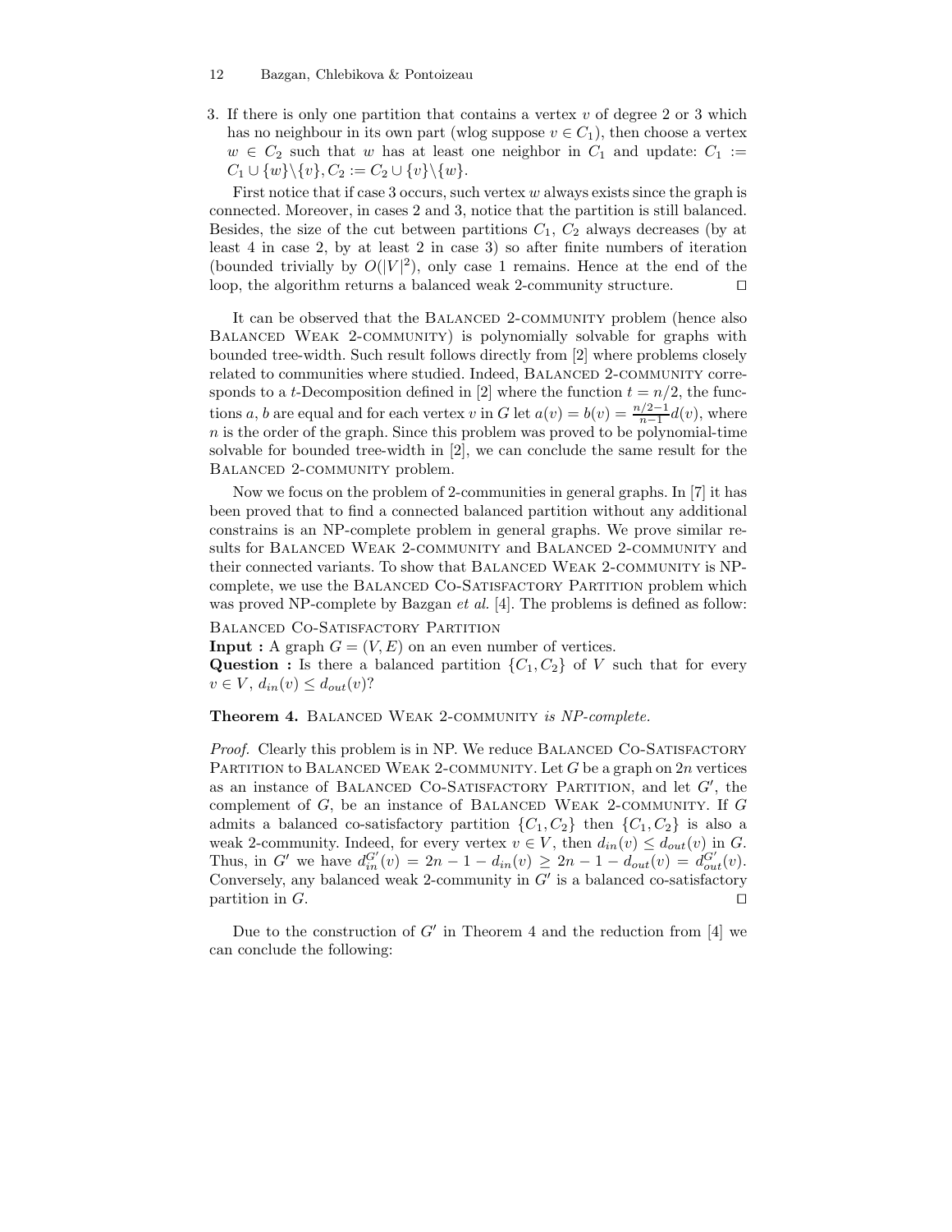3. If there is only one partition that contains a vertex $v$ of degree 2 or 3 which has no neighbour in its own part (wlog suppose $v \in C_1$), then choose a vertex $w \in C_2$ such that $w$ has at least one neighbor in $C_1$ and update: $C_1 := C_1 \cup \{w\} \backslash \{v\}, C_2 := C_2 \cup \{v\} \backslash \{w\}$.

First notice that if case 3 occurs, such vertex $w$ always exists since the graph is connected. Moreover, in cases 2 and 3, notice that the partition is still balanced. Besides, the size of the cut between partitions $C_1$, $C_2$ always decreases (by at least 4 in case 2, by at least 2 in case 3) so after finite numbers of iteration (bounded trivially by $O(|V|^2)$, only case 1 remains. Hence at the end of the loop, the algorithm returns a balanced weak 2-community structure. ◻

It can be observed that the Balanced 2-community problem (hence also Balanced Weak 2-community) is polynomially solvable for graphs with bounded tree-width. Such result follows directly from [2] where problems closely related to communities where studied. Indeed, Balanced 2-community corresponds to a $t$-Decomposition defined in [2] where the function $t = n/2$, the functions $a, b$ are equal and for each vertex $v$ in $G$ let $a(v) = b(v) = \frac{n/2-1}{n-1}d(v)$, where $n$ is the order of the graph. Since this problem was proved to be polynomial-time solvable for bounded tree-width in [2], we can conclude the same result for the Balanced 2-community problem.

Now we focus on the problem of 2-communities in general graphs. In [7] it has been proved that to find a connected balanced partition without any additional constrains is an NP-complete problem in general graphs. We prove similar results for Balanced Weak 2-community and Balanced 2-community and their connected variants. To show that Balanced Weak 2-community is NP-complete, we use the Balanced Co-Satisfactory Partition problem which was proved NP-complete by Bazgan *et al.* [4]. The problems is defined as follow:

Balanced Co-Satisfactory Partition
**Input :** A graph $G = (V, E)$ on an even number of vertices.
**Question :** Is there a balanced partition $\{C_1, C_2\}$ of $V$ such that for every $v \in V$, $d_{in}(v) \leq d_{out}(v)$?

**Theorem 4.** Balanced Weak 2-community *is NP-complete.*

*Proof.* Clearly this problem is in NP. We reduce Balanced Co-Satisfactory Partition to Balanced Weak 2-community. Let $G$ be a graph on $2n$ vertices as an instance of Balanced Co-Satisfactory Partition, and let $G'$, the complement of $G$, be an instance of Balanced Weak 2-community. If $G$ admits a balanced co-satisfactory partition $\{C_1, C_2\}$ then $\{C_1, C_2\}$ is also a weak 2-community. Indeed, for every vertex $v \in V$, then $d_{in}(v) \leq d_{out}(v)$ in $G$. Thus, in $G'$ we have $d_{in}^{G'}(v) = 2n - 1 - d_{in}(v) \geq 2n - 1 - d_{out}(v) = d_{out}^{G'}(v)$. Conversely, any balanced weak 2-community in $G'$ is a balanced co-satisfactory partition in $G$. ◻

Due to the construction of $G'$ in Theorem 4 and the reduction from [4] we can conclude the following: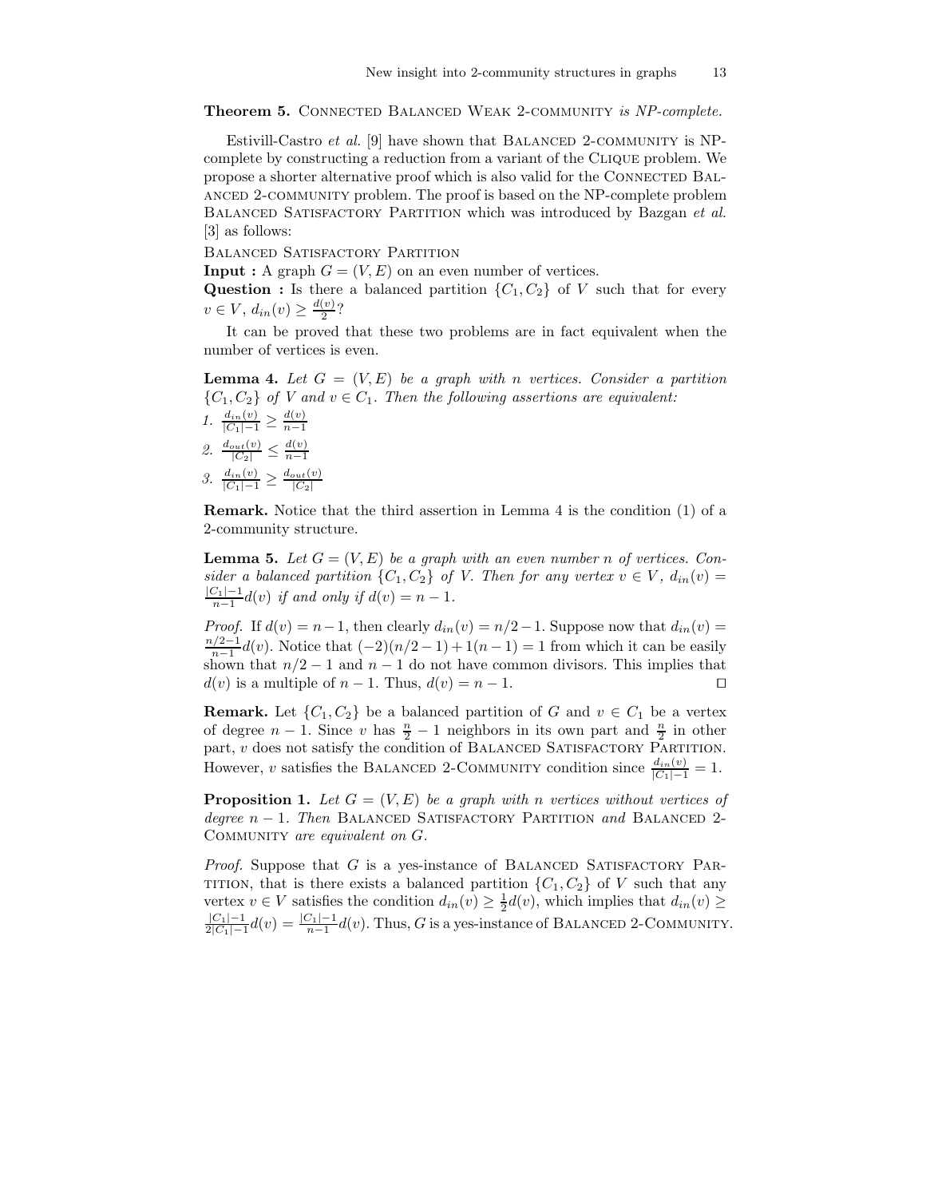**Theorem 5.** Connected Balanced Weak 2-community *is NP-complete.*

Estivill-Castro *et al.* [9] have shown that Balanced 2-community is NP-complete by constructing a reduction from a variant of the Clique problem. We propose a shorter alternative proof which is also valid for the Connected Balanced 2-community problem. The proof is based on the NP-complete problem Balanced Satisfactory Partition which was introduced by Bazgan *et al.* [3] as follows:

Balanced Satisfactory Partition

**Input :** A graph $G = (V, E)$ on an even number of vertices.

**Question :** Is there a balanced partition $\{C_1, C_2\}$ of $V$ such that for every $v \in V$, $d_{in}(v) \geq \frac{d(v)}{2}$?

It can be proved that these two problems are in fact equivalent when the number of vertices is even.

**Lemma 4.** *Let $G = (V, E)$ be a graph with $n$ vertices. Consider a partition $\{C_1, C_2\}$ of $V$ and $v \in C_1$. Then the following assertions are equivalent:*

1. $\frac{d_{in}(v)}{|C_1|-1} \geq \frac{d(v)}{n-1}$
2. $\frac{d_{out}(v)}{|C_2|} \leq \frac{d(v)}{n-1}$
3. $\frac{d_{in}(v)}{|C_1|-1} \geq \frac{d_{out}(v)}{|C_2|}$

**Remark.** Notice that the third assertion in Lemma 4 is the condition (1) of a 2-community structure.

**Lemma 5.** *Let $G = (V, E)$ be a graph with an even number $n$ of vertices. Consider a balanced partition $\{C_1, C_2\}$ of $V$. Then for any vertex $v \in V$, $d_{in}(v) = \frac{|C_1|-1}{n-1}d(v)$ if and only if $d(v) = n - 1$.*

*Proof.* If $d(v) = n-1$, then clearly $d_{in}(v) = n/2-1$. Suppose now that $d_{in}(v) = \frac{n/2-1}{n-1}d(v)$. Notice that $(-2)(n/2-1)+1(n-1) = 1$ from which it can be easily shown that $n/2-1$ and $n-1$ do not have common divisors. This implies that $d(v)$ is a multiple of $n-1$. Thus, $d(v) = n-1$. ⊓⊔

**Remark.** Let $\{C_1, C_2\}$ be a balanced partition of $G$ and $v \in C_1$ be a vertex of degree $n-1$. Since $v$ has $\frac{n}{2}-1$ neighbors in its own part and $\frac{n}{2}$ in other part, $v$ does not satisfy the condition of Balanced Satisfactory Partition. However, $v$ satisfies the Balanced 2-Community condition since $\frac{d_{in}(v)}{|C_1|-1} = 1$.

**Proposition 1.** *Let $G = (V, E)$ be a graph with $n$ vertices without vertices of degree $n-1$. Then* Balanced Satisfactory Partition *and* Balanced 2-Community *are equivalent on $G$.*

*Proof.* Suppose that $G$ is a yes-instance of Balanced Satisfactory Partition, that is there exists a balanced partition $\{C_1, C_2\}$ of $V$ such that any vertex $v \in V$ satisfies the condition $d_{in}(v) \geq \frac{1}{2}d(v)$, which implies that $d_{in}(v) \geq \frac{|C_1|-1}{2|C_1|-1}d(v) = \frac{|C_1|-1}{n-1}d(v)$. Thus, $G$ is a yes-instance of Balanced 2-Community.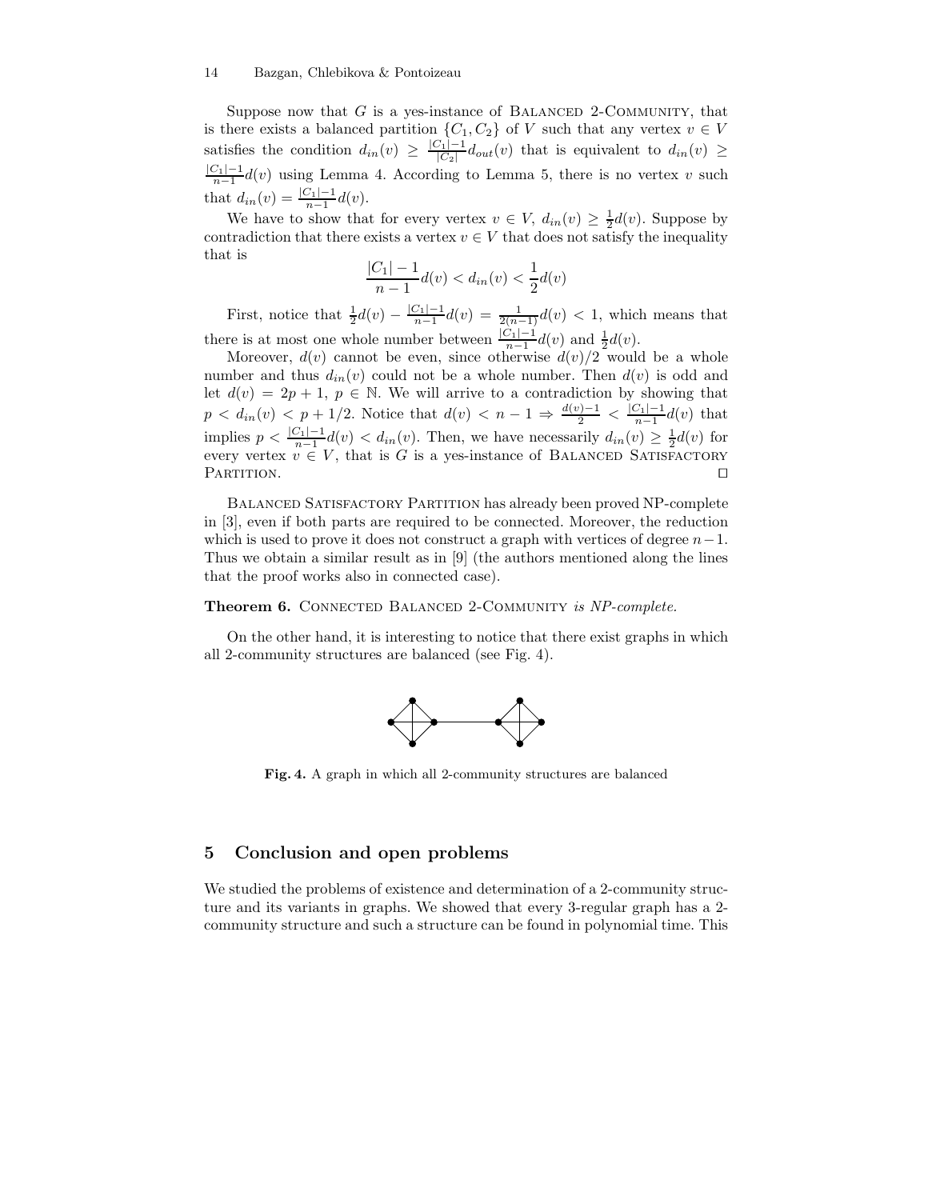Suppose now that $G$ is a yes-instance of BALANCED 2-COMMUNITY, that is there exists a balanced partition $\{C_1, C_2\}$ of $V$ such that any vertex $v \in V$ satisfies the condition $d_{in}(v) \geq \frac{|C_1|-1}{|C_2|} d_{out}(v)$ that is equivalent to $d_{in}(v) \geq \frac{|C_1|-1}{n-1} d(v)$ using Lemma 4. According to Lemma 5, there is no vertex $v$ such that $d_{in}(v) = \frac{|C_1|-1}{n-1} d(v)$.

We have to show that for every vertex $v \in V$, $d_{in}(v) \geq \frac{1}{2} d(v)$. Suppose by contradiction that there exists a vertex $v \in V$ that does not satisfy the inequality that is

$$\frac{|C_1| - 1}{n - 1} d(v) < d_{in}(v) < \frac{1}{2} d(v)$$

First, notice that $\frac{1}{2} d(v) - \frac{|C_1|-1}{n-1} d(v) = \frac{1}{2(n-1)} d(v) < 1$, which means that there is at most one whole number between $\frac{|C_1|-1}{n-1} d(v)$ and $\frac{1}{2} d(v)$.

Moreover, $d(v)$ cannot be even, since otherwise $d(v)/2$ would be a whole number and thus $d_{in}(v)$ could not be a whole number. Then $d(v)$ is odd and let $d(v) = 2p + 1$, $p \in \mathbb{N}$. We will arrive to a contradiction by showing that $p < d_{in}(v) < p + 1/2$. Notice that $d(v) < n - 1 \Rightarrow \frac{d(v)-1}{2} < \frac{|C_1|-1}{n-1} d(v)$ that implies $p < \frac{|C_1|-1}{n-1} d(v) < d_{in}(v)$. Then, we have necessarily $d_{in}(v) \geq \frac{1}{2} d(v)$ for every vertex $v \in V$, that is $G$ is a yes-instance of BALANCED SATISFACTORY PARTITION. □

BALANCED SATISFACTORY PARTITION has already been proved NP-complete in [3], even if both parts are required to be connected. Moreover, the reduction which is used to prove it does not construct a graph with vertices of degree $n-1$. Thus we obtain a similar result as in [9] (the authors mentioned along the lines that the proof works also in connected case).

**Theorem 6.** CONNECTED BALANCED 2-COMMUNITY *is NP-complete.*

On the other hand, it is interesting to notice that there exist graphs in which all 2-community structures are balanced (see Fig. 4).

**Fig. 4.** A graph in which all 2-community structures are balanced

## 5 Conclusion and open problems

We studied the problems of existence and determination of a 2-community structure and its variants in graphs. We showed that every 3-regular graph has a 2-community structure and such a structure can be found in polynomial time. This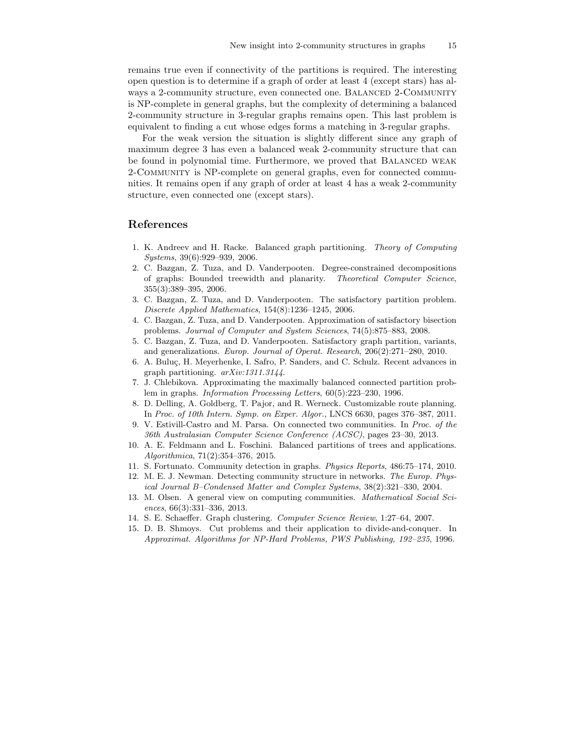remains true even if connectivity of the partitions is required. The interesting open question is to determine if a graph of order at least 4 (except stars) has always a 2-community structure, even connected one. Balanced 2-Community is NP-complete in general graphs, but the complexity of determining a balanced 2-community structure in 3-regular graphs remains open. This last problem is equivalent to finding a cut whose edges forms a matching in 3-regular graphs.

For the weak version the situation is slightly different since any graph of maximum degree 3 has even a balanced weak 2-community structure that can be found in polynomial time. Furthermore, we proved that Balanced weak 2-Community is NP-complete on general graphs, even for connected communities. It remains open if any graph of order at least 4 has a weak 2-community structure, even connected one (except stars).

## References

1. K. Andreev and H. Racke. Balanced graph partitioning. *Theory of Computing Systems*, 39(6):929–939, 2006.
2. C. Bazgan, Z. Tuza, and D. Vanderpooten. Degree-constrained decompositions of graphs: Bounded treewidth and planarity. *Theoretical Computer Science*, 355(3):389–395, 2006.
3. C. Bazgan, Z. Tuza, and D. Vanderpooten. The satisfactory partition problem. *Discrete Applied Mathematics*, 154(8):1236–1245, 2006.
4. C. Bazgan, Z. Tuza, and D. Vanderpooten. Approximation of satisfactory bisection problems. *Journal of Computer and System Sciences*, 74(5):875–883, 2008.
5. C. Bazgan, Z. Tuza, and D. Vanderpooten. Satisfactory graph partition, variants, and generalizations. *Europ. Journal of Operat. Research*, 206(2):271–280, 2010.
6. A. Buluç, H. Meyerhenke, I. Safro, P. Sanders, and C. Schulz. Recent advances in graph partitioning. *arXiv:1311.3144*.
7. J. Chlebikova. Approximating the maximally balanced connected partition problem in graphs. *Information Processing Letters*, 60(5):223–230, 1996.
8. D. Delling, A. Goldberg, T. Pajor, and R. Werneck. Customizable route planning. In *Proc. of 10th Intern. Symp. on Exper. Algor.*, LNCS 6630, pages 376–387, 2011.
9. V. Estivill-Castro and M. Parsa. On connected two communities. In *Proc. of the 36th Australasian Computer Science Conference (ACSC)*, pages 23–30, 2013.
10. A. E. Feldmann and L. Foschini. Balanced partitions of trees and applications. *Algorithmica*, 71(2):354–376, 2015.
11. S. Fortunato. Community detection in graphs. *Physics Reports*, 486:75–174, 2010.
12. M. E. J. Newman. Detecting community structure in networks. *The Europ. Physical Journal B–Condensed Matter and Complex Systems*, 38(2):321–330, 2004.
13. M. Olsen. A general view on computing communities. *Mathematical Social Sciences*, 66(3):331–336, 2013.
14. S. E. Schaeffer. Graph clustering. *Computer Science Review*, 1:27–64, 2007.
15. D. B. Shmoys. Cut problems and their application to divide-and-conquer. In *Approximat. Algorithms for NP-Hard Problems, PWS Publishing, 192–235*, 1996.